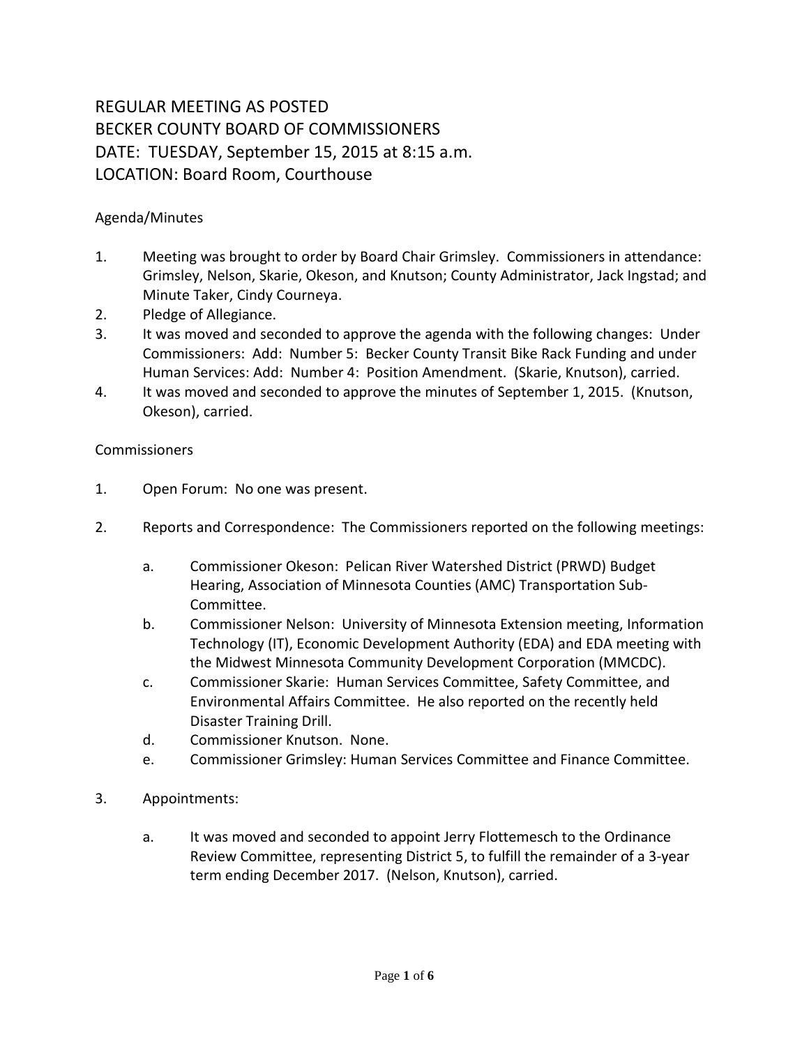# REGULAR MEETING AS POSTED
# BECKER COUNTY BOARD OF COMMISSIONERS
# DATE: TUESDAY, September 15, 2015 at 8:15 a.m.
# LOCATION: Board Room, Courthouse

## Agenda/Minutes

1. Meeting was brought to order by Board Chair Grimsley. Commissioners in attendance: Grimsley, Nelson, Skarie, Okeson, and Knutson; County Administrator, Jack Ingstad; and Minute Taker, Cindy Courneya.
2. Pledge of Allegiance.
3. It was moved and seconded to approve the agenda with the following changes: Under Commissioners: Add: Number 5: Becker County Transit Bike Rack Funding and under Human Services: Add: Number 4: Position Amendment. (Skarie, Knutson), carried.
4. It was moved and seconded to approve the minutes of September 1, 2015. (Knutson, Okeson), carried.

## Commissioners

1. Open Forum: No one was present.

2. Reports and Correspondence: The Commissioners reported on the following meetings:

   a. Commissioner Okeson: Pelican River Watershed District (PRWD) Budget Hearing, Association of Minnesota Counties (AMC) Transportation Sub-Committee.
   b. Commissioner Nelson: University of Minnesota Extension meeting, Information Technology (IT), Economic Development Authority (EDA) and EDA meeting with the Midwest Minnesota Community Development Corporation (MMCDC).
   c. Commissioner Skarie: Human Services Committee, Safety Committee, and Environmental Affairs Committee. He also reported on the recently held Disaster Training Drill.
   d. Commissioner Knutson. None.
   e. Commissioner Grimsley: Human Services Committee and Finance Committee.

3. Appointments:

   a. It was moved and seconded to appoint Jerry Flottemesch to the Ordinance Review Committee, representing District 5, to fulfill the remainder of a 3-year term ending December 2017. (Nelson, Knutson), carried.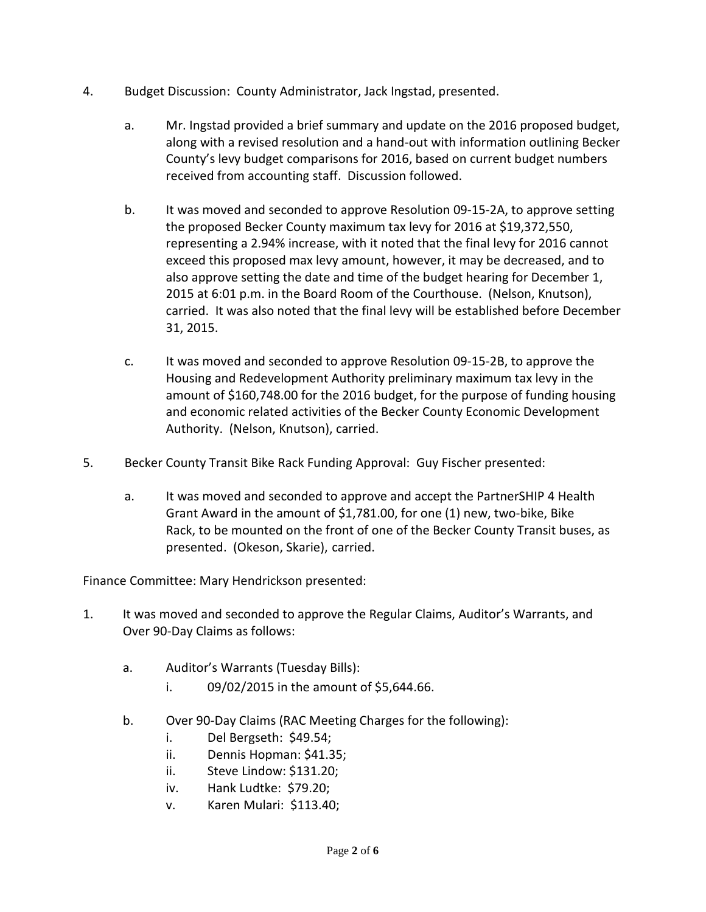4. Budget Discussion: County Administrator, Jack Ingstad, presented.

   a. Mr. Ingstad provided a brief summary and update on the 2016 proposed budget, along with a revised resolution and a hand-out with information outlining Becker County's levy budget comparisons for 2016, based on current budget numbers received from accounting staff. Discussion followed.

   b. It was moved and seconded to approve Resolution 09-15-2A, to approve setting the proposed Becker County maximum tax levy for 2016 at $19,372,550, representing a 2.94% increase, with it noted that the final levy for 2016 cannot exceed this proposed max levy amount, however, it may be decreased, and to also approve setting the date and time of the budget hearing for December 1, 2015 at 6:01 p.m. in the Board Room of the Courthouse. (Nelson, Knutson), carried. It was also noted that the final levy will be established before December 31, 2015.

   c. It was moved and seconded to approve Resolution 09-15-2B, to approve the Housing and Redevelopment Authority preliminary maximum tax levy in the amount of $160,748.00 for the 2016 budget, for the purpose of funding housing and economic related activities of the Becker County Economic Development Authority. (Nelson, Knutson), carried.

5. Becker County Transit Bike Rack Funding Approval: Guy Fischer presented:

   a. It was moved and seconded to approve and accept the PartnerSHIP 4 Health Grant Award in the amount of $1,781.00, for one (1) new, two-bike, Bike Rack, to be mounted on the front of one of the Becker County Transit buses, as presented. (Okeson, Skarie), carried.

Finance Committee: Mary Hendrickson presented:

1. It was moved and seconded to approve the Regular Claims, Auditor's Warrants, and Over 90-Day Claims as follows:

   a. Auditor's Warrants (Tuesday Bills):
      i. 09/02/2015 in the amount of $5,644.66.

   b. Over 90-Day Claims (RAC Meeting Charges for the following):
      i. Del Bergseth: $49.54;
      ii. Dennis Hopman: $41.35;
      ii. Steve Lindow: $131.20;
      iv. Hank Ludtke: $79.20;
      v. Karen Mulari: $113.40;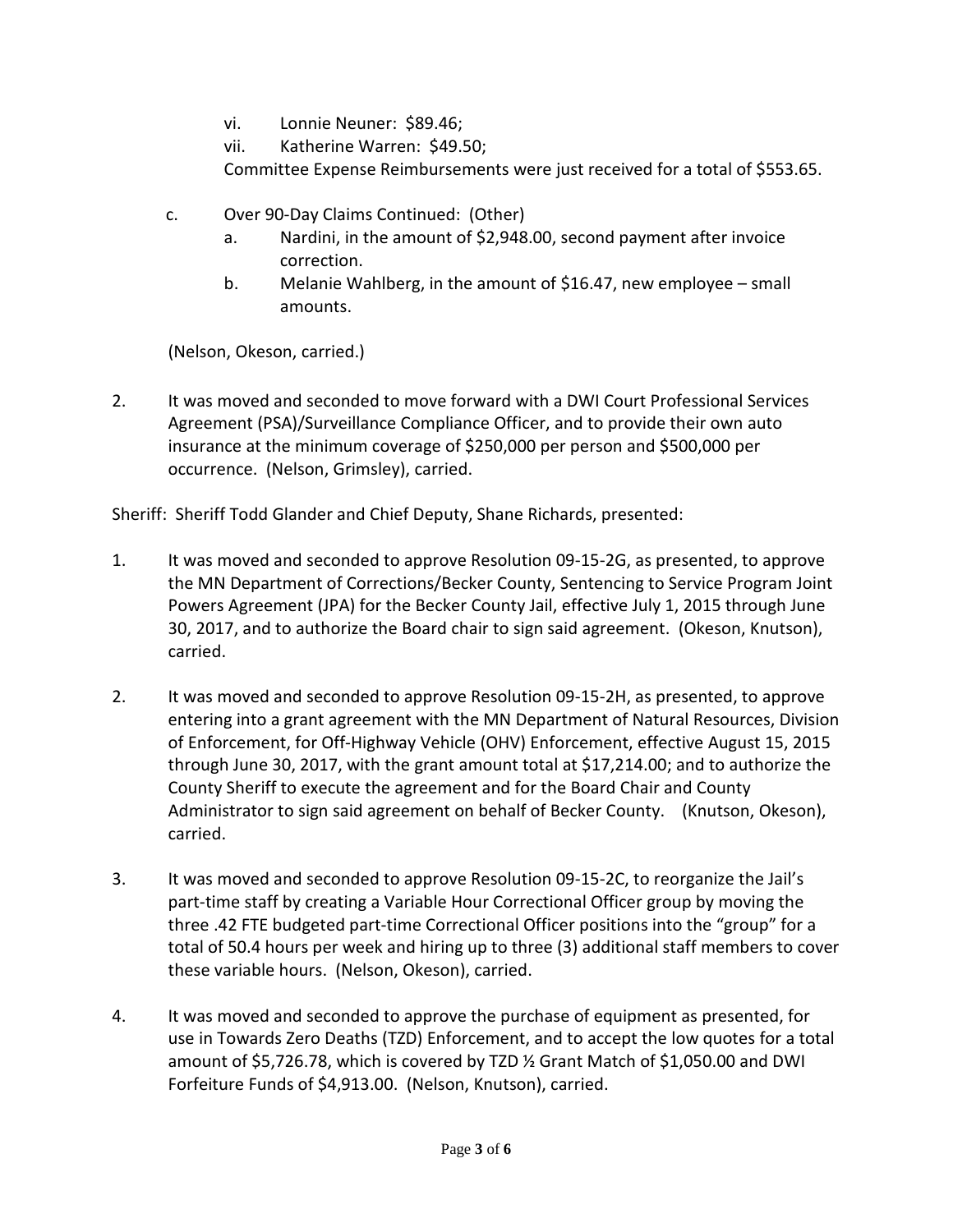vi. Lonnie Neuner: $89.46;

vii. Katherine Warren: $49.50;

Committee Expense Reimbursements were just received for a total of $553.65.

c. Over 90-Day Claims Continued: (Other)

   a. Nardini, in the amount of $2,948.00, second payment after invoice correction.

   b. Melanie Wahlberg, in the amount of $16.47, new employee – small amounts.

(Nelson, Okeson, carried.)

2. It was moved and seconded to move forward with a DWI Court Professional Services Agreement (PSA)/Surveillance Compliance Officer, and to provide their own auto insurance at the minimum coverage of $250,000 per person and $500,000 per occurrence. (Nelson, Grimsley), carried.

Sheriff: Sheriff Todd Glander and Chief Deputy, Shane Richards, presented:

1. It was moved and seconded to approve Resolution 09-15-2G, as presented, to approve the MN Department of Corrections/Becker County, Sentencing to Service Program Joint Powers Agreement (JPA) for the Becker County Jail, effective July 1, 2015 through June 30, 2017, and to authorize the Board chair to sign said agreement. (Okeson, Knutson), carried.

2. It was moved and seconded to approve Resolution 09-15-2H, as presented, to approve entering into a grant agreement with the MN Department of Natural Resources, Division of Enforcement, for Off-Highway Vehicle (OHV) Enforcement, effective August 15, 2015 through June 30, 2017, with the grant amount total at $17,214.00; and to authorize the County Sheriff to execute the agreement and for the Board Chair and County Administrator to sign said agreement on behalf of Becker County. (Knutson, Okeson), carried.

3. It was moved and seconded to approve Resolution 09-15-2C, to reorganize the Jail's part-time staff by creating a Variable Hour Correctional Officer group by moving the three .42 FTE budgeted part-time Correctional Officer positions into the "group" for a total of 50.4 hours per week and hiring up to three (3) additional staff members to cover these variable hours. (Nelson, Okeson), carried.

4. It was moved and seconded to approve the purchase of equipment as presented, for use in Towards Zero Deaths (TZD) Enforcement, and to accept the low quotes for a total amount of $5,726.78, which is covered by TZD ½ Grant Match of $1,050.00 and DWI Forfeiture Funds of $4,913.00. (Nelson, Knutson), carried.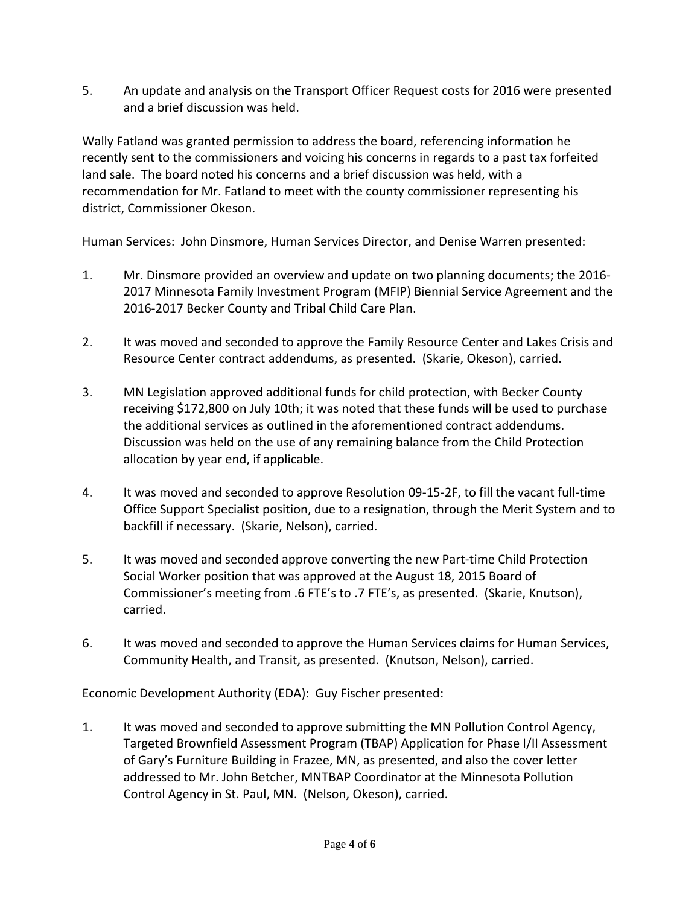5. An update and analysis on the Transport Officer Request costs for 2016 were presented and a brief discussion was held.

Wally Fatland was granted permission to address the board, referencing information he recently sent to the commissioners and voicing his concerns in regards to a past tax forfeited land sale. The board noted his concerns and a brief discussion was held, with a recommendation for Mr. Fatland to meet with the county commissioner representing his district, Commissioner Okeson.

Human Services: John Dinsmore, Human Services Director, and Denise Warren presented:

1. Mr. Dinsmore provided an overview and update on two planning documents; the 2016-2017 Minnesota Family Investment Program (MFIP) Biennial Service Agreement and the 2016-2017 Becker County and Tribal Child Care Plan.

2. It was moved and seconded to approve the Family Resource Center and Lakes Crisis and Resource Center contract addendums, as presented. (Skarie, Okeson), carried.

3. MN Legislation approved additional funds for child protection, with Becker County receiving $172,800 on July 10th; it was noted that these funds will be used to purchase the additional services as outlined in the aforementioned contract addendums. Discussion was held on the use of any remaining balance from the Child Protection allocation by year end, if applicable.

4. It was moved and seconded to approve Resolution 09-15-2F, to fill the vacant full-time Office Support Specialist position, due to a resignation, through the Merit System and to backfill if necessary. (Skarie, Nelson), carried.

5. It was moved and seconded approve converting the new Part-time Child Protection Social Worker position that was approved at the August 18, 2015 Board of Commissioner's meeting from .6 FTE's to .7 FTE's, as presented. (Skarie, Knutson), carried.

6. It was moved and seconded to approve the Human Services claims for Human Services, Community Health, and Transit, as presented. (Knutson, Nelson), carried.

Economic Development Authority (EDA): Guy Fischer presented:

1. It was moved and seconded to approve submitting the MN Pollution Control Agency, Targeted Brownfield Assessment Program (TBAP) Application for Phase I/II Assessment of Gary's Furniture Building in Frazee, MN, as presented, and also the cover letter addressed to Mr. John Betcher, MNTBAP Coordinator at the Minnesota Pollution Control Agency in St. Paul, MN. (Nelson, Okeson), carried.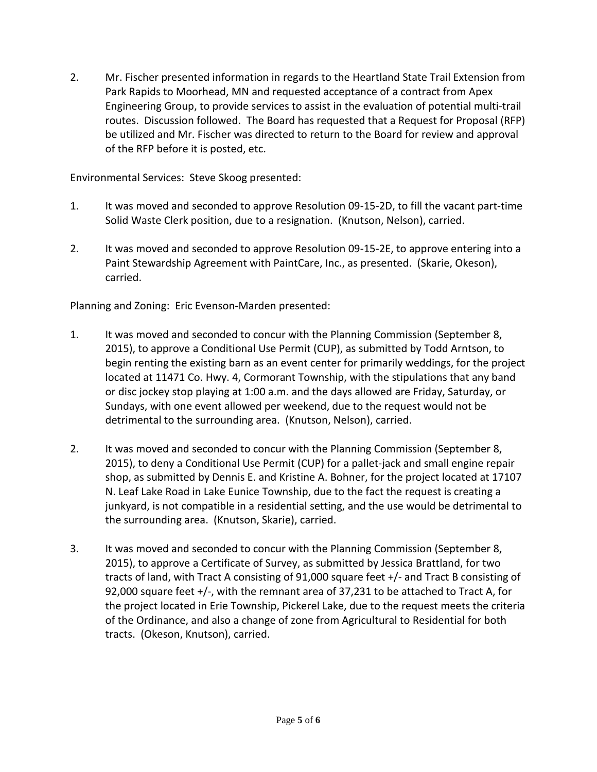2. Mr. Fischer presented information in regards to the Heartland State Trail Extension from Park Rapids to Moorhead, MN and requested acceptance of a contract from Apex Engineering Group, to provide services to assist in the evaluation of potential multi-trail routes. Discussion followed. The Board has requested that a Request for Proposal (RFP) be utilized and Mr. Fischer was directed to return to the Board for review and approval of the RFP before it is posted, etc.

Environmental Services: Steve Skoog presented:

1. It was moved and seconded to approve Resolution 09-15-2D, to fill the vacant part-time Solid Waste Clerk position, due to a resignation. (Knutson, Nelson), carried.

2. It was moved and seconded to approve Resolution 09-15-2E, to approve entering into a Paint Stewardship Agreement with PaintCare, Inc., as presented. (Skarie, Okeson), carried.

Planning and Zoning: Eric Evenson-Marden presented:

1. It was moved and seconded to concur with the Planning Commission (September 8, 2015), to approve a Conditional Use Permit (CUP), as submitted by Todd Arntson, to begin renting the existing barn as an event center for primarily weddings, for the project located at 11471 Co. Hwy. 4, Cormorant Township, with the stipulations that any band or disc jockey stop playing at 1:00 a.m. and the days allowed are Friday, Saturday, or Sundays, with one event allowed per weekend, due to the request would not be detrimental to the surrounding area. (Knutson, Nelson), carried.

2. It was moved and seconded to concur with the Planning Commission (September 8, 2015), to deny a Conditional Use Permit (CUP) for a pallet-jack and small engine repair shop, as submitted by Dennis E. and Kristine A. Bohner, for the project located at 17107 N. Leaf Lake Road in Lake Eunice Township, due to the fact the request is creating a junkyard, is not compatible in a residential setting, and the use would be detrimental to the surrounding area. (Knutson, Skarie), carried.

3. It was moved and seconded to concur with the Planning Commission (September 8, 2015), to approve a Certificate of Survey, as submitted by Jessica Brattland, for two tracts of land, with Tract A consisting of 91,000 square feet +/- and Tract B consisting of 92,000 square feet +/-, with the remnant area of 37,231 to be attached to Tract A, for the project located in Erie Township, Pickerel Lake, due to the request meets the criteria of the Ordinance, and also a change of zone from Agricultural to Residential for both tracts. (Okeson, Knutson), carried.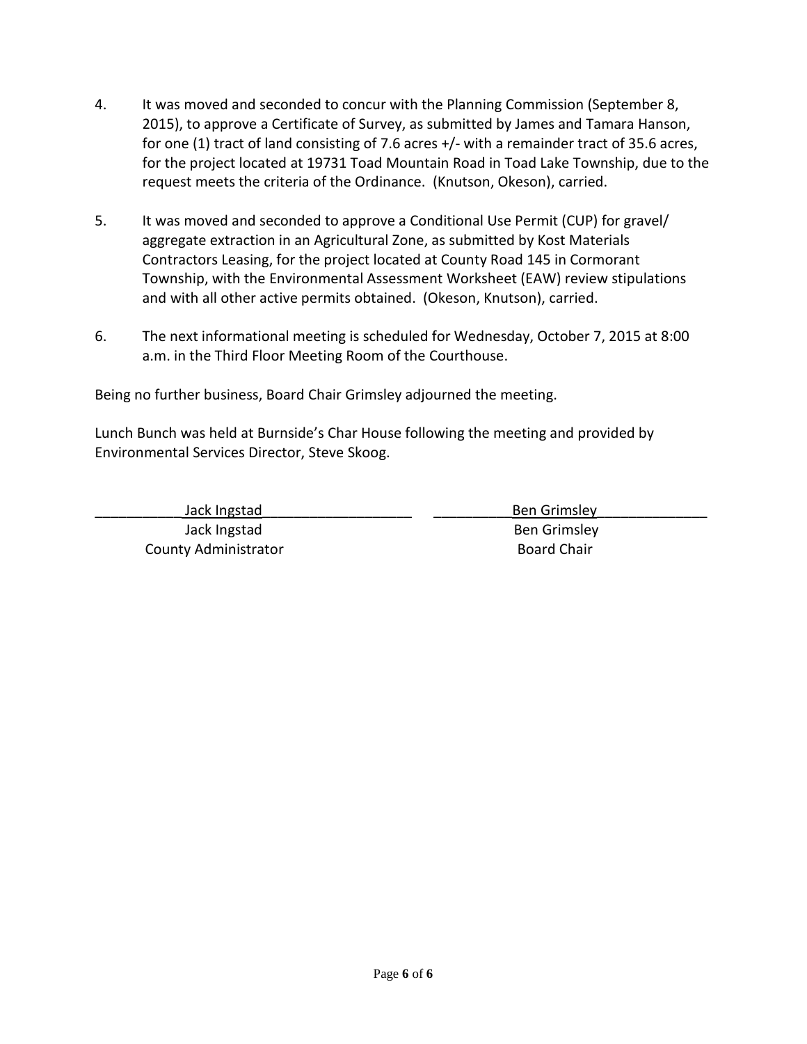4. It was moved and seconded to concur with the Planning Commission (September 8, 2015), to approve a Certificate of Survey, as submitted by James and Tamara Hanson, for one (1) tract of land consisting of 7.6 acres +/- with a remainder tract of 35.6 acres, for the project located at 19731 Toad Mountain Road in Toad Lake Township, due to the request meets the criteria of the Ordinance. (Knutson, Okeson), carried.

5. It was moved and seconded to approve a Conditional Use Permit (CUP) for gravel/ aggregate extraction in an Agricultural Zone, as submitted by Kost Materials Contractors Leasing, for the project located at County Road 145 in Cormorant Township, with the Environmental Assessment Worksheet (EAW) review stipulations and with all other active permits obtained. (Okeson, Knutson), carried.

6. The next informational meeting is scheduled for Wednesday, October 7, 2015 at 8:00 a.m. in the Third Floor Meeting Room of the Courthouse.

Being no further business, Board Chair Grimsley adjourned the meeting.

Lunch Bunch was held at Burnside's Char House following the meeting and provided by Environmental Services Director, Steve Skoog.

| | |
|---|---|
| ___________Jack Ingstad___________________ | __________Ben Grimsley______________ |
| Jack Ingstad | Ben Grimsley |
| County Administrator | Board Chair |